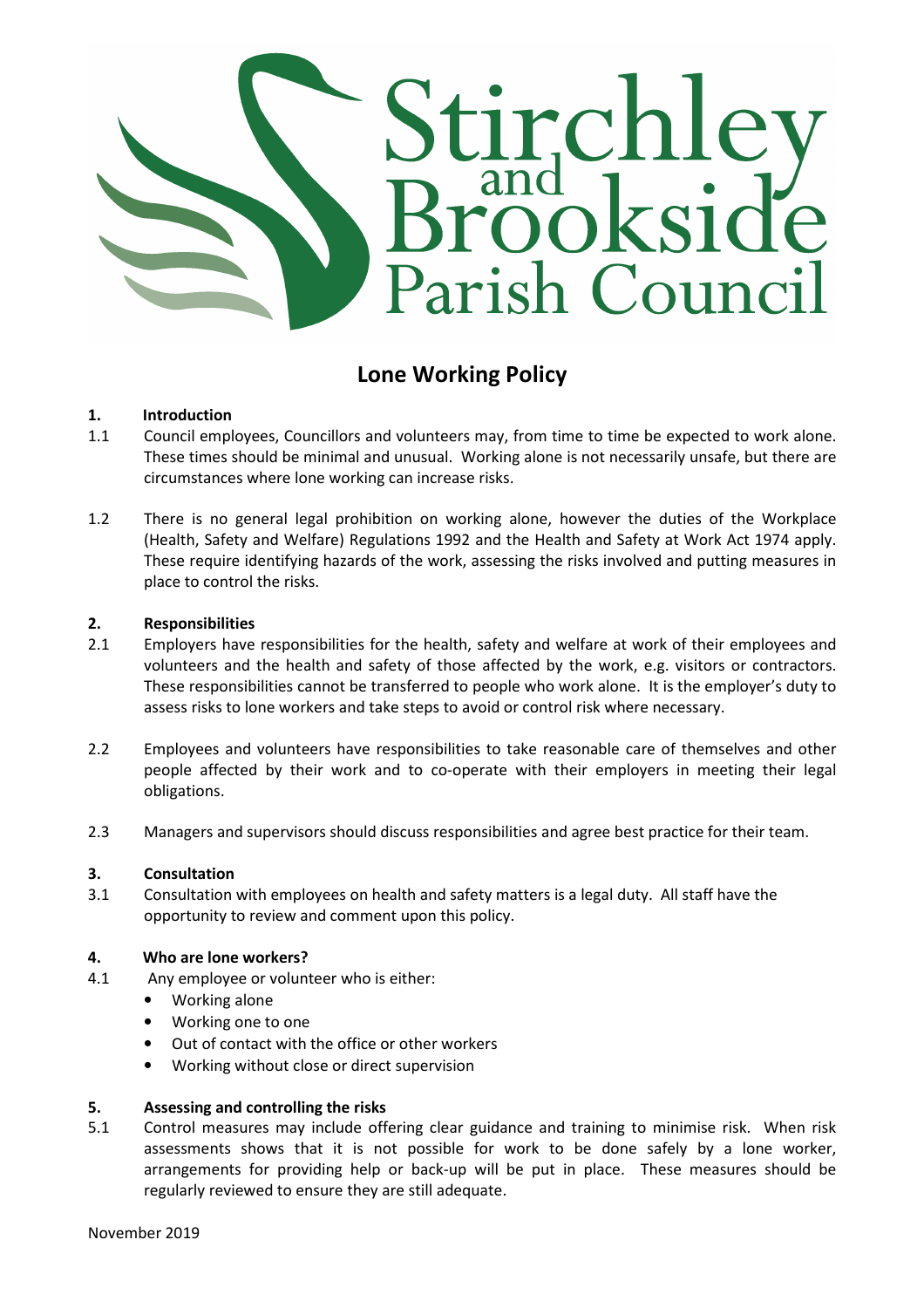Stirchley and Brookside Parish Council

# Lone Working Policy

## 1. Introduction

1.1 Council employees, Councillors and volunteers may, from time to time be expected to work alone. These times should be minimal and unusual. Working alone is not necessarily unsafe, but there are circumstances where lone working can increase risks.

1.2 There is no general legal prohibition on working alone, however the duties of the Workplace (Health, Safety and Welfare) Regulations 1992 and the Health and Safety at Work Act 1974 apply. These require identifying hazards of the work, assessing the risks involved and putting measures in place to control the risks.

## 2. Responsibilities

2.1 Employers have responsibilities for the health, safety and welfare at work of their employees and volunteers and the health and safety of those affected by the work, e.g. visitors or contractors. These responsibilities cannot be transferred to people who work alone. It is the employer's duty to assess risks to lone workers and take steps to avoid or control risk where necessary.

2.2 Employees and volunteers have responsibilities to take reasonable care of themselves and other people affected by their work and to co-operate with their employers in meeting their legal obligations.

2.3 Managers and supervisors should discuss responsibilities and agree best practice for their team.

## 3. Consultation

3.1 Consultation with employees on health and safety matters is a legal duty. All staff have the opportunity to review and comment upon this policy.

## 4. Who are lone workers?

4.1 Any employee or volunteer who is either:

- Working alone
- Working one to one
- Out of contact with the office or other workers
- Working without close or direct supervision

## 5. Assessing and controlling the risks

5.1 Control measures may include offering clear guidance and training to minimise risk. When risk assessments shows that it is not possible for work to be done safely by a lone worker, arrangements for providing help or back-up will be put in place. These measures should be regularly reviewed to ensure they are still adequate.

November 2019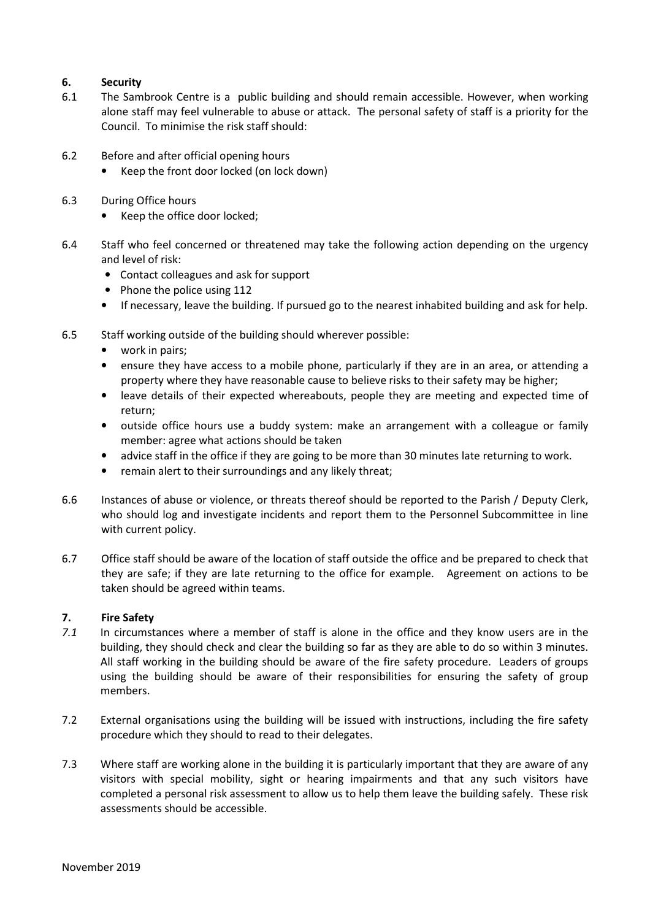## 6. Security

6.1 The Sambrook Centre is a public building and should remain accessible. However, when working alone staff may feel vulnerable to abuse or attack. The personal safety of staff is a priority for the Council. To minimise the risk staff should:

6.2 Before and after official opening hours

- Keep the front door locked (on lock down)

6.3 During Office hours

- Keep the office door locked;

6.4 Staff who feel concerned or threatened may take the following action depending on the urgency and level of risk:

- Contact colleagues and ask for support
- Phone the police using 112
- If necessary, leave the building. If pursued go to the nearest inhabited building and ask for help.

6.5 Staff working outside of the building should wherever possible:

- work in pairs;
- ensure they have access to a mobile phone, particularly if they are in an area, or attending a property where they have reasonable cause to believe risks to their safety may be higher;
- leave details of their expected whereabouts, people they are meeting and expected time of return;
- outside office hours use a buddy system: make an arrangement with a colleague or family member: agree what actions should be taken
- advice staff in the office if they are going to be more than 30 minutes late returning to work.
- remain alert to their surroundings and any likely threat;

6.6 Instances of abuse or violence, or threats thereof should be reported to the Parish / Deputy Clerk, who should log and investigate incidents and report them to the Personnel Subcommittee in line with current policy.

6.7 Office staff should be aware of the location of staff outside the office and be prepared to check that they are safe; if they are late returning to the office for example. Agreement on actions to be taken should be agreed within teams.

## 7. Fire Safety

*7.1* In circumstances where a member of staff is alone in the office and they know users are in the building, they should check and clear the building so far as they are able to do so within 3 minutes. All staff working in the building should be aware of the fire safety procedure. Leaders of groups using the building should be aware of their responsibilities for ensuring the safety of group members.

7.2 External organisations using the building will be issued with instructions, including the fire safety procedure which they should to read to their delegates.

7.3 Where staff are working alone in the building it is particularly important that they are aware of any visitors with special mobility, sight or hearing impairments and that any such visitors have completed a personal risk assessment to allow us to help them leave the building safely. These risk assessments should be accessible.

November 2019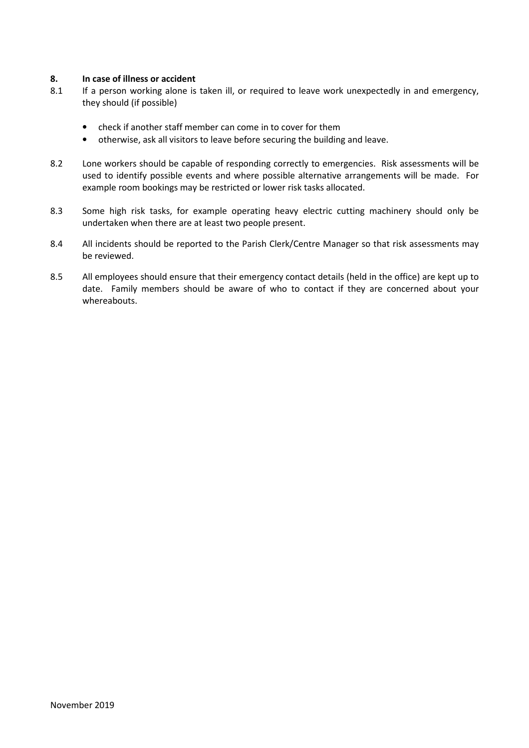## 8. In case of illness or accident

8.1 If a person working alone is taken ill, or required to leave work unexpectedly in and emergency, they should (if possible)

- check if another staff member can come in to cover for them
- otherwise, ask all visitors to leave before securing the building and leave.

8.2 Lone workers should be capable of responding correctly to emergencies. Risk assessments will be used to identify possible events and where possible alternative arrangements will be made. For example room bookings may be restricted or lower risk tasks allocated.

8.3 Some high risk tasks, for example operating heavy electric cutting machinery should only be undertaken when there are at least two people present.

8.4 All incidents should be reported to the Parish Clerk/Centre Manager so that risk assessments may be reviewed.

8.5 All employees should ensure that their emergency contact details (held in the office) are kept up to date. Family members should be aware of who to contact if they are concerned about your whereabouts.

November 2019